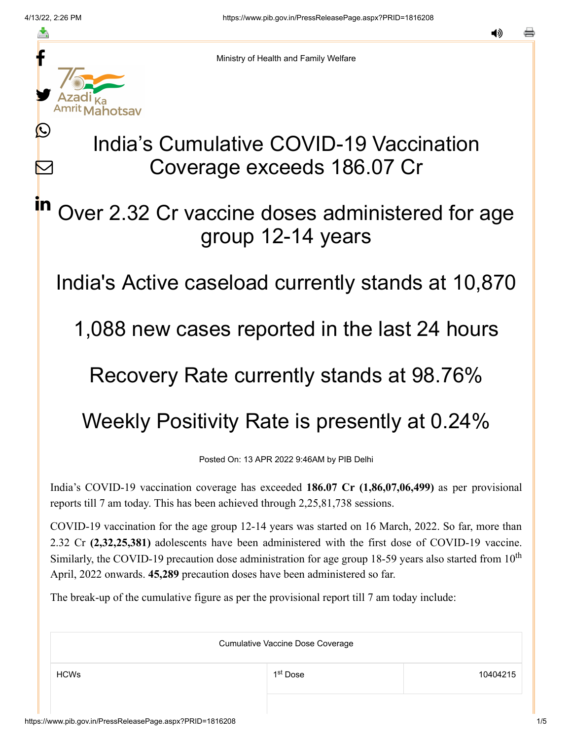Ministry of Health and Family Welfare

# India's Cumulative COVID-19 Vaccination Coverage exceeds 186.07 Cr

## Over 2.32 Cr vaccine doses administered for age group 12-14 years

## India's Active caseload currently stands at 10,870

## 1,088 new cases reported in the last 24 hours

## Recovery Rate currently stands at 98.76%

## Weekly Positivity Rate is presently at 0.24%

Posted On: 13 APR 2022 9:46AM by PIB Delhi

India's COVID-19 vaccination coverage has exceeded **186.07 Cr (1,86,07,06,499)** as per provisional reports till 7 am today. This has been achieved through 2,25,81,738 sessions.

COVID-19 vaccination for the age group 12-14 years was started on 16 March, 2022. So far, more than 2.32 Cr **(2,32,25,381)** adolescents have been administered with the first dose of COVID-19 vaccine. Similarly, the COVID-19 precaution dose administration for age group 18-59 years also started from 10th April, 2022 onwards. **45,289** precaution doses have been administered so far.

The break-up of the cumulative figure as per the provisional report till 7 am today include:

| Cumulative Vaccine Dose Coverage | | |
|---|---|---|
| HCWs | 1st Dose | 10404215 |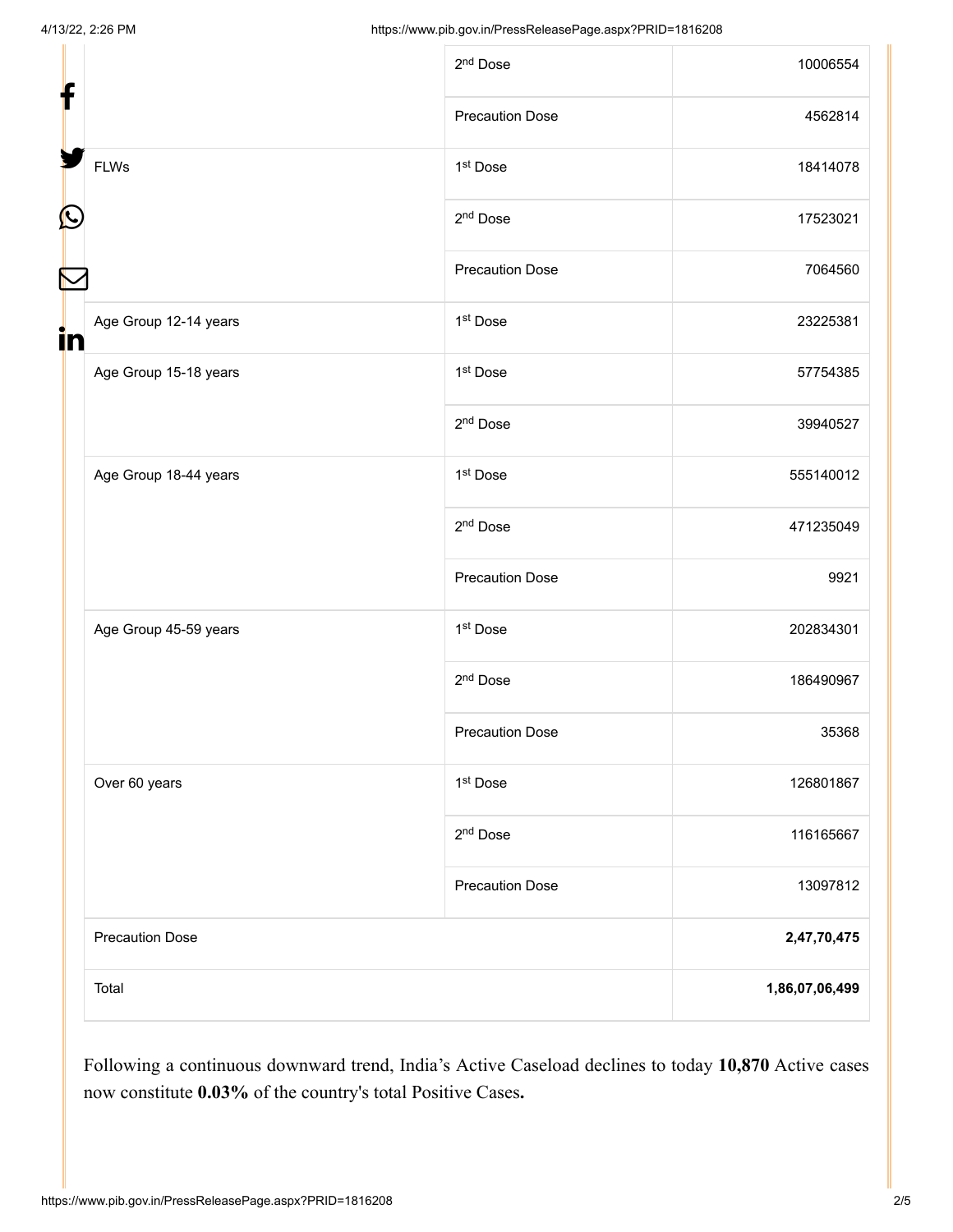| | | |
|---|---|---|
| | 2nd Dose | 10006554 |
| | Precaution Dose | 4562814 |
| FLWs | 1st Dose | 18414078 |
| | 2nd Dose | 17523021 |
| | Precaution Dose | 7064560 |
| Age Group 12-14 years | 1st Dose | 23225381 |
| Age Group 15-18 years | 1st Dose | 57754385 |
| | 2nd Dose | 39940527 |
| Age Group 18-44 years | 1st Dose | 555140012 |
| | 2nd Dose | 471235049 |
| | Precaution Dose | 9921 |
| Age Group 45-59 years | 1st Dose | 202834301 |
| | 2nd Dose | 186490967 |
| | Precaution Dose | 35368 |
| Over 60 years | 1st Dose | 126801867 |
| | 2nd Dose | 116165667 |
| | Precaution Dose | 13097812 |
| Precaution Dose | | **2,47,70,475** |
| Total | | **1,86,07,06,499** |

Following a continuous downward trend, India's Active Caseload declines to today **10,870** Active cases now constitute **0.03%** of the country's total Positive Cases**.**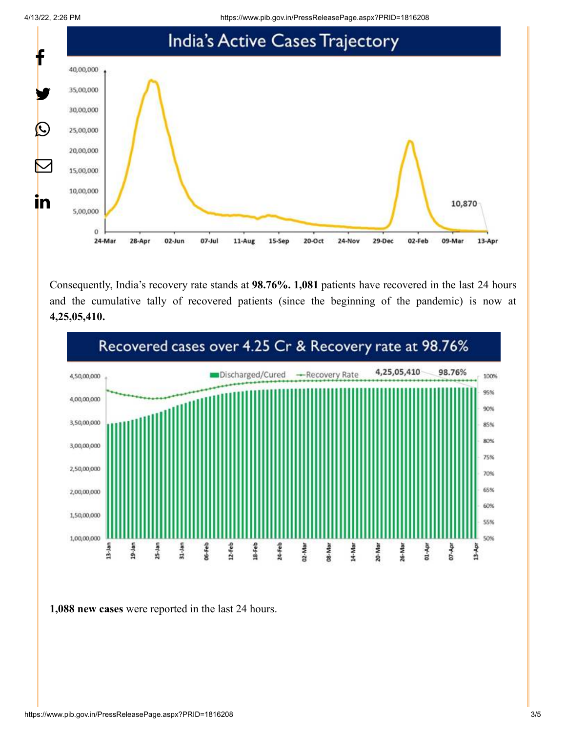India's Active Cases Trajectory

40,00,000
35,00,000
30,00,000
25,00,000
20,00,000
15,00,000
10,00,000
5,00,000
0

24-Mar 28-Apr 02-Jun 07-Jul 11-Aug 15-Sep 20-Oct 24-Nov 29-Dec 02-Feb 09-Mar 13-Apr

10,870

Consequently, India's recovery rate stands at **98.76%. 1,081** patients have recovered in the last 24 hours and the cumulative tally of recovered patients (since the beginning of the pandemic) is now at **4,25,05,410.**

Recovered cases over 4.25 Cr & Recovery rate at 98.76%

Discharged/Cured — Recovery Rate 4,25,05,410 98.76%

4,50,00,000
4,00,00,000
3,50,00,000
3,00,00,000
2,50,00,000
2,00,00,000
1,50,00,000
1,00,00,000

100%
95%
90%
85%
80%
75%
70%
65%
60%
55%
50%

13-Jan 19-Jan 25-Jan 31-Jan 06-Feb 12-Feb 18-Feb 24-Feb 02-Mar 08-Mar 14-Mar 20-Mar 26-Mar 01-Apr 07-Apr 13-Apr

**1,088 new cases** were reported in the last 24 hours.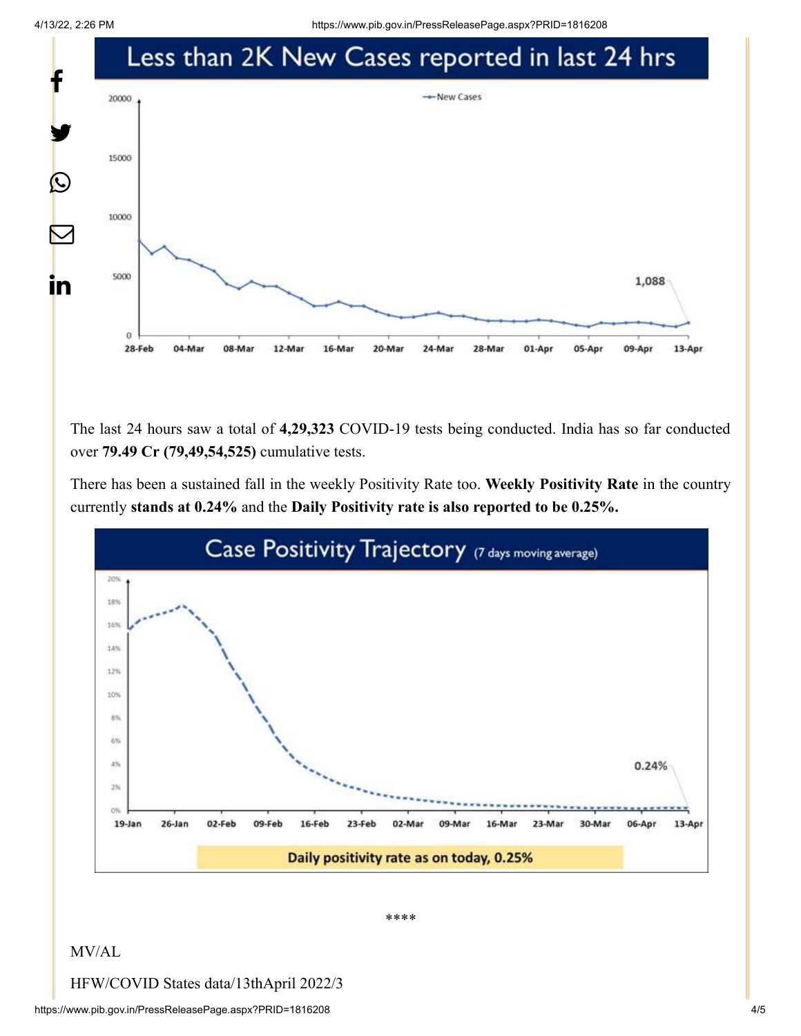Less than 2K New Cases reported in last 24 hrs

New Cases

20000
15000
10000
5000
0

1,088

28-Feb 04-Mar 08-Mar 12-Mar 16-Mar 20-Mar 24-Mar 28-Mar 01-Apr 05-Apr 09-Apr 13-Apr

The last 24 hours saw a total of **4,29,323** COVID-19 tests being conducted. India has so far conducted over **79.49 Cr (79,49,54,525)** cumulative tests.

There has been a sustained fall in the weekly Positivity Rate too. **Weekly Positivity Rate** in the country currently **stands at 0.24%** and the **Daily Positivity rate is also reported to be 0.25%.**

Case Positivity Trajectory (7 days moving average)

20%
18%
16%
14%
12%
10%
8%
6%
4%
2%
0%

0.24%

19-Jan 26-Jan 02-Feb 09-Feb 16-Feb 23-Feb 02-Mar 09-Mar 16-Mar 23-Mar 30-Mar 06-Apr 13-Apr

Daily positivity rate as on today, 0.25%

****

MV/AL

HFW/COVID States data/13thApril 2022/3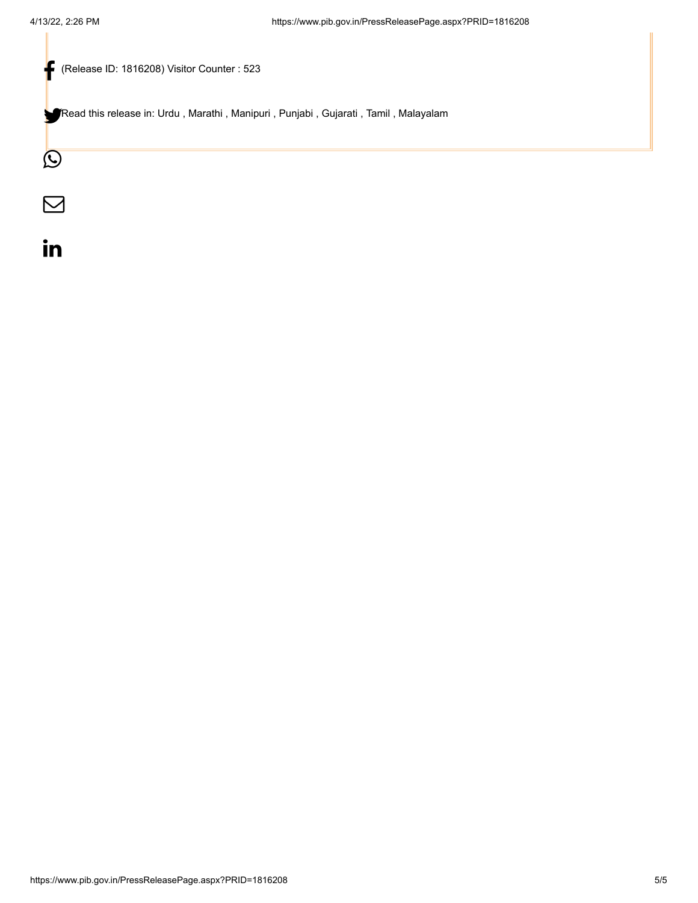(Release ID: 1816208) Visitor Counter : 523

Read this release in: Urdu , Marathi , Manipuri , Punjabi , Gujarati , Tamil , Malayalam